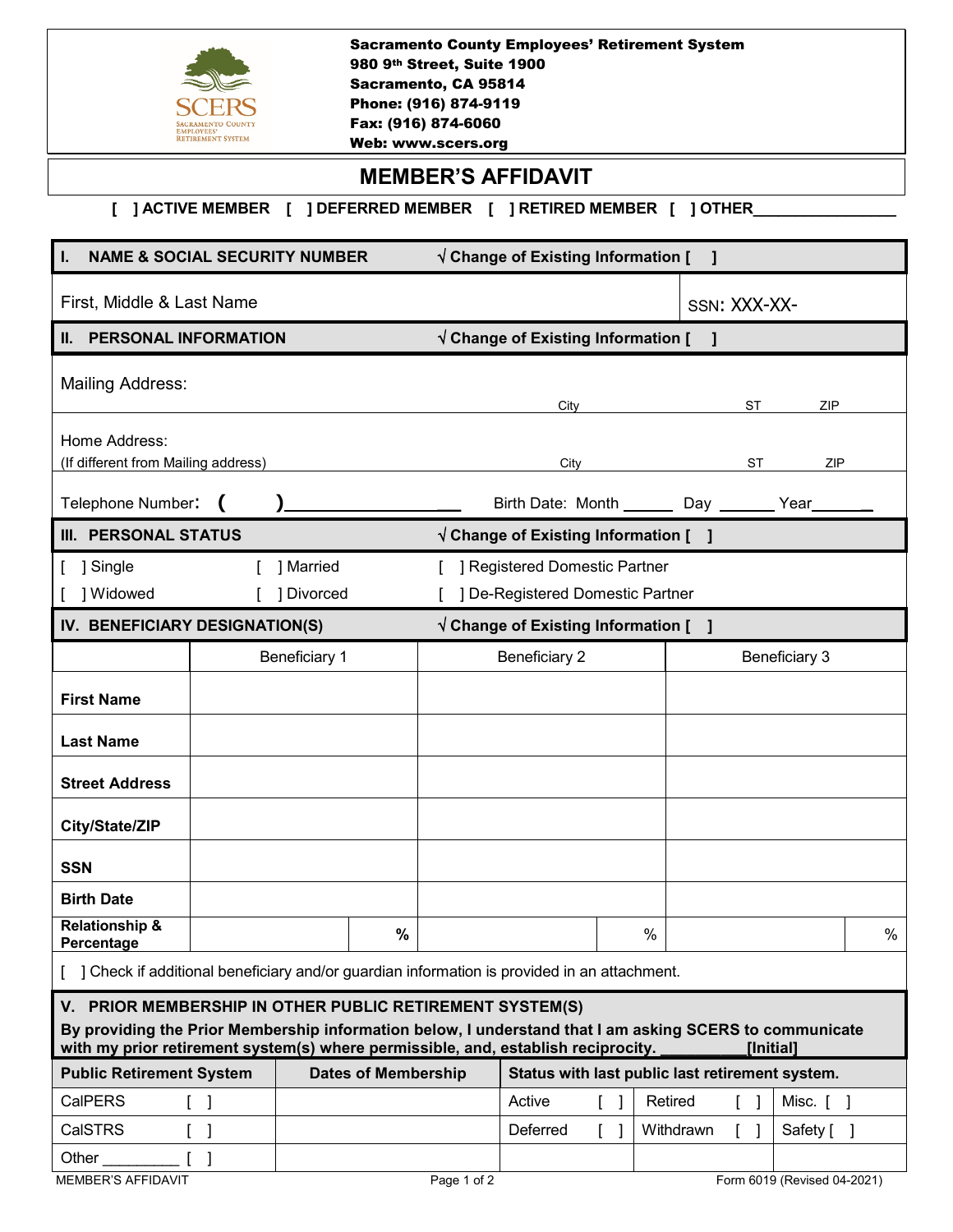**Sacramento County Employees' Retirement System**
**980 9th Street, Suite 1900**
**Sacramento, CA 95814**
**Phone: (916) 874-9119**
**Fax: (916) 874-6060**
**Web: www.scers.org**

# MEMBER'S AFFIDAVIT

**[ ] ACTIVE MEMBER [ ] DEFERRED MEMBER [ ] RETIRED MEMBER [ ] OTHER________________**

| **I. NAME & SOCIAL SECURITY NUMBER** | **√ Change of Existing Information [ ]** |
|---|---|
| First, Middle & Last Name | SSN: XXX-XX- |

| **II. PERSONAL INFORMATION** | **√ Change of Existing Information [ ]** | | | |
|---|---|---|---|---|
| Mailing Address: | City | ST | ZIP | |
| Home Address: (If different from Mailing address) | City | ST | ZIP | |
| Telephone Number: ( )___________________ | Birth Date: Month ______ Day ______ Year_______ | | | |

| **III. PERSONAL STATUS** | | **√ Change of Existing Information [ ]** |
|---|---|---|
| [ ] Single | [ ] Married | [ ] Registered Domestic Partner |
| [ ] Widowed | [ ] Divorced | [ ] De-Registered Domestic Partner |

**IV. BENEFICIARY DESIGNATION(S)** **√ Change of Existing Information [ ]**

| | Beneficiary 1 | | Beneficiary 2 | | Beneficiary 3 | |
|---|---|---|---|---|---|---|
| **First Name** | | | | | | |
| **Last Name** | | | | | | |
| **Street Address** | | | | | | |
| **City/State/ZIP** | | | | | | |
| **SSN** | | | | | | |
| **Birth Date** | | | | | | |
| **Relationship & Percentage** | | % | | % | | % |

[ ] Check if additional beneficiary and/or guardian information is provided in an attachment.

**V. PRIOR MEMBERSHIP IN OTHER PUBLIC RETIREMENT SYSTEM(S)**

**By providing the Prior Membership information below, I understand that I am asking SCERS to communicate with my prior retirement system(s) where permissible, and, establish reciprocity. __________[Initial]**

| **Public Retirement System** | **Dates of Membership** | **Status with last public last retirement system.** | | |
|---|---|---|---|---|
| CalPERS [ ] | | Active [ ] | Retired [ ] | Misc. [ ] |
| CalSTRS [ ] | | Deferred [ ] | Withdrawn [ ] | Safety [ ] |
| Other _________ [ ] | | | | |

MEMBER'S AFFIDAVIT Form 6019 (Revised 04-2021)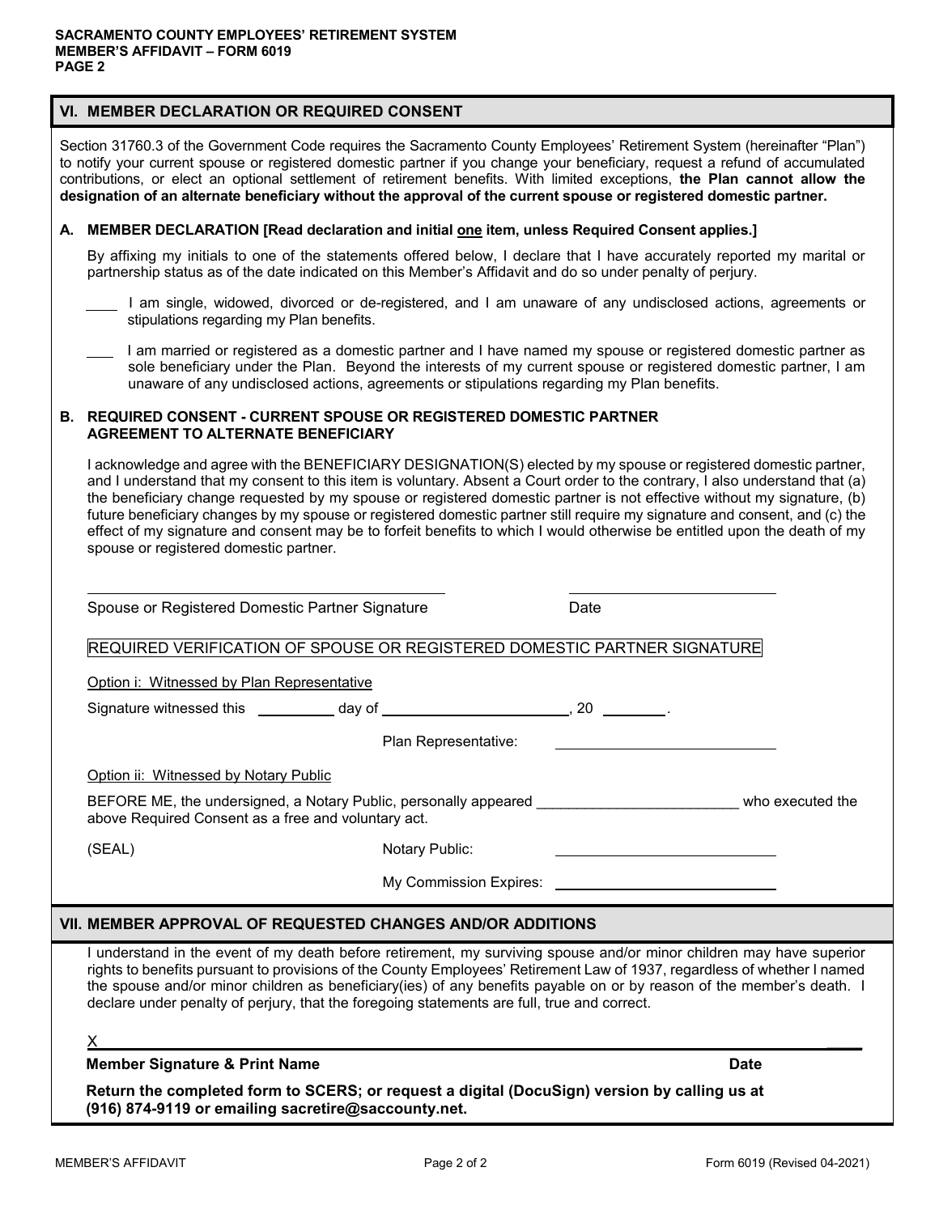## VI. MEMBER DECLARATION OR REQUIRED CONSENT

Section 31760.3 of the Government Code requires the Sacramento County Employees' Retirement System (hereinafter "Plan") to notify your current spouse or registered domestic partner if you change your beneficiary, request a refund of accumulated contributions, or elect an optional settlement of retirement benefits. With limited exceptions, **the Plan cannot allow the designation of an alternate beneficiary without the approval of the current spouse or registered domestic partner.**

### A. MEMBER DECLARATION [Read declaration and initial one item, unless Required Consent applies.]

By affixing my initials to one of the statements offered below, I declare that I have accurately reported my marital or partnership status as of the date indicated on this Member's Affidavit and do so under penalty of perjury.

____ I am single, widowed, divorced or de-registered, and I am unaware of any undisclosed actions, agreements or stipulations regarding my Plan benefits.

____ I am married or registered as a domestic partner and I have named my spouse or registered domestic partner as sole beneficiary under the Plan. Beyond the interests of my current spouse or registered domestic partner, I am unaware of any undisclosed actions, agreements or stipulations regarding my Plan benefits.

### B. REQUIRED CONSENT - CURRENT SPOUSE OR REGISTERED DOMESTIC PARTNER AGREEMENT TO ALTERNATE BENEFICIARY

I acknowledge and agree with the BENEFICIARY DESIGNATION(S) elected by my spouse or registered domestic partner, and I understand that my consent to this item is voluntary. Absent a Court order to the contrary, I also understand that (a) the beneficiary change requested by my spouse or registered domestic partner is not effective without my signature, (b) future beneficiary changes by my spouse or registered domestic partner still require my signature and consent, and (c) the effect of my signature and consent may be to forfeit benefits to which I would otherwise be entitled upon the death of my spouse or registered domestic partner.

______________________________ ______________

Spouse or Registered Domestic Partner Signature Date

REQUIRED VERIFICATION OF SPOUSE OR REGISTERED DOMESTIC PARTNER SIGNATURE

Option i: Witnessed by Plan Representative

Signature witnessed this ________ day of __________________, 20 ______.

Plan Representative: ______________________

Option ii: Witnessed by Notary Public

BEFORE ME, the undersigned, a Notary Public, personally appeared ________________________ who executed the above Required Consent as a free and voluntary act.

(SEAL) Notary Public: ______________________

My Commission Expires: ______________________

## VII. MEMBER APPROVAL OF REQUESTED CHANGES AND/OR ADDITIONS

I understand in the event of my death before retirement, my surviving spouse and/or minor children may have superior rights to benefits pursuant to provisions of the County Employees' Retirement Law of 1937, regardless of whether I named the spouse and/or minor children as beneficiary(ies) of any benefits payable on or by reason of the member's death. I declare under penalty of perjury, that the foregoing statements are full, true and correct.

X______________________________________________________________ ____

**Member Signature & Print Name** **Date**

**Return the completed form to SCERS; or request a digital (DocuSign) version by calling us at (916) 874-9119 or emailing sacretire@saccounty.net.**